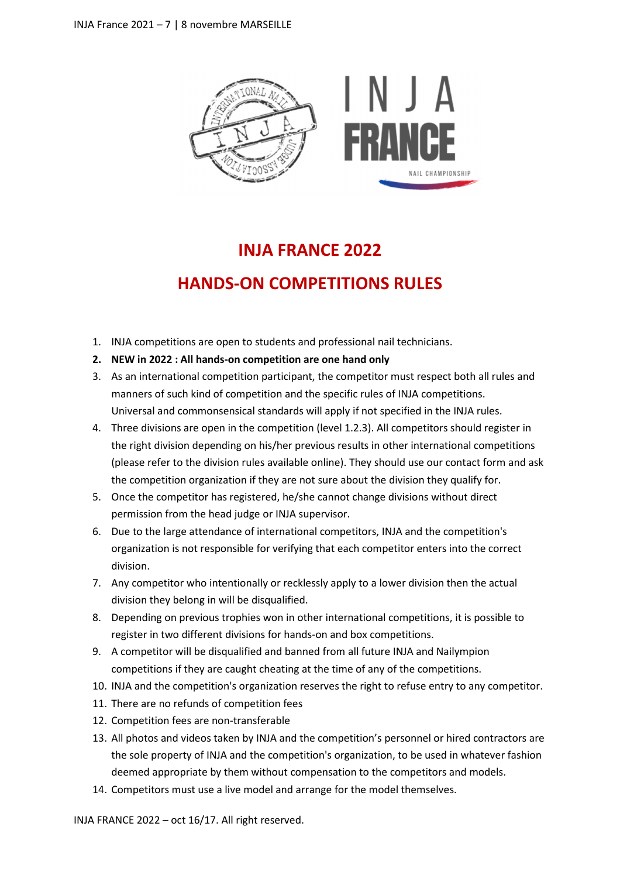# INJA FRANCE 2022

## HANDS-ON COMPETITIONS RULES

1. INJA competitions are open to students and professional nail technicians.
2. **NEW in 2022 : All hands-on competition are one hand only**
3. As an international competition participant, the competitor must respect both all rules and manners of such kind of competition and the specific rules of INJA competitions. Universal and commonsensical standards will apply if not specified in the INJA rules.
4. Three divisions are open in the competition (level 1.2.3). All competitors should register in the right division depending on his/her previous results in other international competitions (please refer to the division rules available online). They should use our contact form and ask the competition organization if they are not sure about the division they qualify for.
5. Once the competitor has registered, he/she cannot change divisions without direct permission from the head judge or INJA supervisor.
6. Due to the large attendance of international competitors, INJA and the competition's organization is not responsible for verifying that each competitor enters into the correct division.
7. Any competitor who intentionally or recklessly apply to a lower division then the actual division they belong in will be disqualified.
8. Depending on previous trophies won in other international competitions, it is possible to register in two different divisions for hands-on and box competitions.
9. A competitor will be disqualified and banned from all future INJA and Nailympion competitions if they are caught cheating at the time of any of the competitions.
10. INJA and the competition's organization reserves the right to refuse entry to any competitor.
11. There are no refunds of competition fees
12. Competition fees are non-transferable
13. All photos and videos taken by INJA and the competition's personnel or hired contractors are the sole property of INJA and the competition's organization, to be used in whatever fashion deemed appropriate by them without compensation to the competitors and models.
14. Competitors must use a live model and arrange for the model themselves.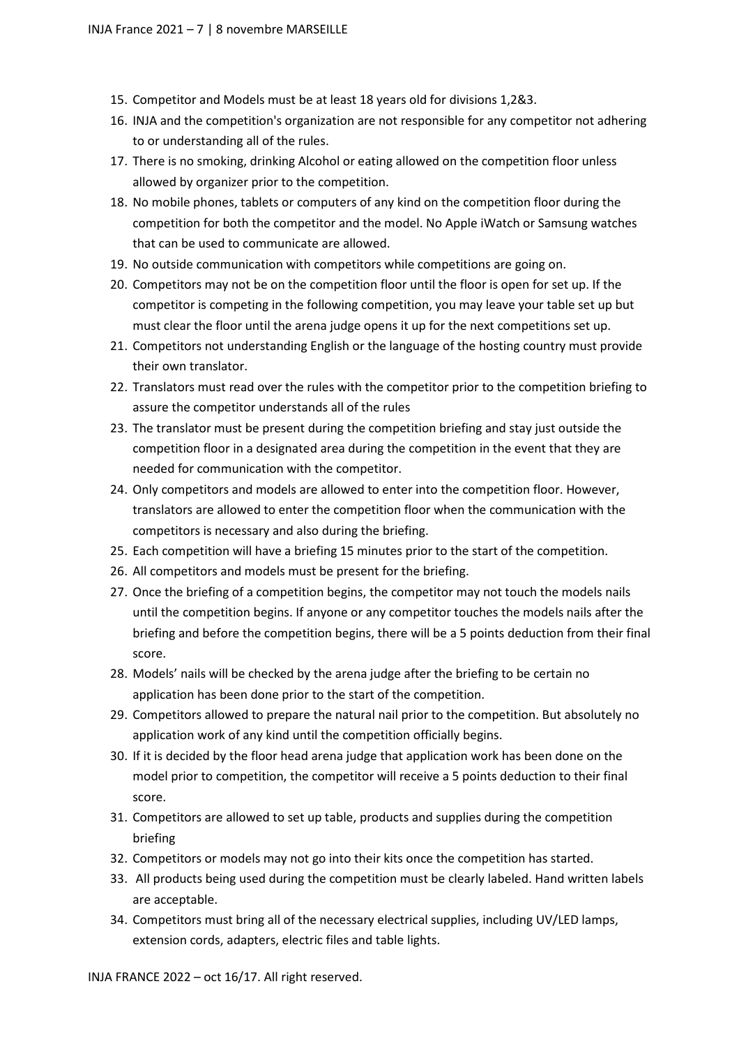15. Competitor and Models must be at least 18 years old for divisions 1,2&3.
16. INJA and the competition's organization are not responsible for any competitor not adhering to or understanding all of the rules.
17. There is no smoking, drinking Alcohol or eating allowed on the competition floor unless allowed by organizer prior to the competition.
18. No mobile phones, tablets or computers of any kind on the competition floor during the competition for both the competitor and the model. No Apple iWatch or Samsung watches that can be used to communicate are allowed.
19. No outside communication with competitors while competitions are going on.
20. Competitors may not be on the competition floor until the floor is open for set up. If the competitor is competing in the following competition, you may leave your table set up but must clear the floor until the arena judge opens it up for the next competitions set up.
21. Competitors not understanding English or the language of the hosting country must provide their own translator.
22. Translators must read over the rules with the competitor prior to the competition briefing to assure the competitor understands all of the rules
23. The translator must be present during the competition briefing and stay just outside the competition floor in a designated area during the competition in the event that they are needed for communication with the competitor.
24. Only competitors and models are allowed to enter into the competition floor. However, translators are allowed to enter the competition floor when the communication with the competitors is necessary and also during the briefing.
25. Each competition will have a briefing 15 minutes prior to the start of the competition.
26. All competitors and models must be present for the briefing.
27. Once the briefing of a competition begins, the competitor may not touch the models nails until the competition begins. If anyone or any competitor touches the models nails after the briefing and before the competition begins, there will be a 5 points deduction from their final score.
28. Models' nails will be checked by the arena judge after the briefing to be certain no application has been done prior to the start of the competition.
29. Competitors allowed to prepare the natural nail prior to the competition. But absolutely no application work of any kind until the competition officially begins.
30. If it is decided by the floor head arena judge that application work has been done on the model prior to competition, the competitor will receive a 5 points deduction to their final score.
31. Competitors are allowed to set up table, products and supplies during the competition briefing
32. Competitors or models may not go into their kits once the competition has started.
33. All products being used during the competition must be clearly labeled. Hand written labels are acceptable.
34. Competitors must bring all of the necessary electrical supplies, including UV/LED lamps, extension cords, adapters, electric files and table lights.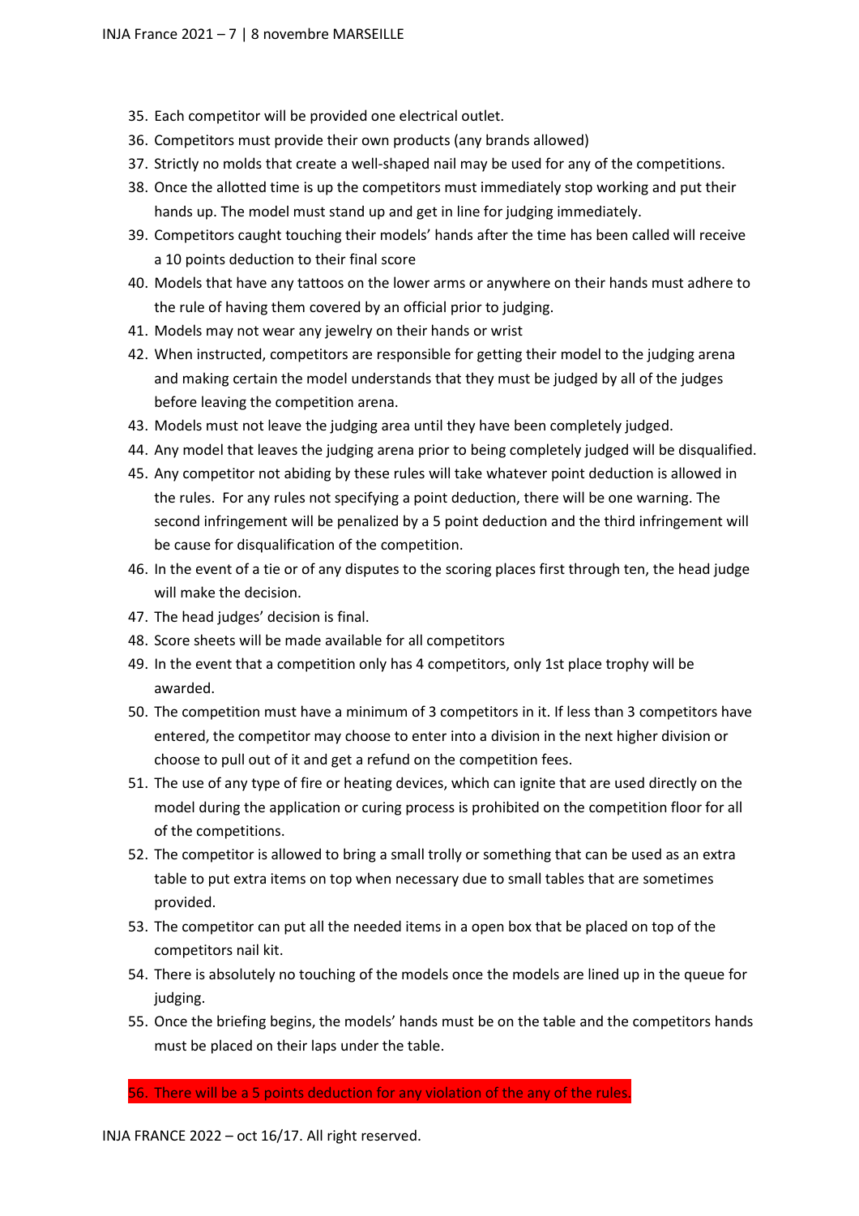35. Each competitor will be provided one electrical outlet.
36. Competitors must provide their own products (any brands allowed)
37. Strictly no molds that create a well-shaped nail may be used for any of the competitions.
38. Once the allotted time is up the competitors must immediately stop working and put their hands up. The model must stand up and get in line for judging immediately.
39. Competitors caught touching their models' hands after the time has been called will receive a 10 points deduction to their final score
40. Models that have any tattoos on the lower arms or anywhere on their hands must adhere to the rule of having them covered by an official prior to judging.
41. Models may not wear any jewelry on their hands or wrist
42. When instructed, competitors are responsible for getting their model to the judging arena and making certain the model understands that they must be judged by all of the judges before leaving the competition arena.
43. Models must not leave the judging area until they have been completely judged.
44. Any model that leaves the judging arena prior to being completely judged will be disqualified.
45. Any competitor not abiding by these rules will take whatever point deduction is allowed in the rules. For any rules not specifying a point deduction, there will be one warning. The second infringement will be penalized by a 5 point deduction and the third infringement will be cause for disqualification of the competition.
46. In the event of a tie or of any disputes to the scoring places first through ten, the head judge will make the decision.
47. The head judges' decision is final.
48. Score sheets will be made available for all competitors
49. In the event that a competition only has 4 competitors, only 1st place trophy will be awarded.
50. The competition must have a minimum of 3 competitors in it. If less than 3 competitors have entered, the competitor may choose to enter into a division in the next higher division or choose to pull out of it and get a refund on the competition fees.
51. The use of any type of fire or heating devices, which can ignite that are used directly on the model during the application or curing process is prohibited on the competition floor for all of the competitions.
52. The competitor is allowed to bring a small trolly or something that can be used as an extra table to put extra items on top when necessary due to small tables that are sometimes provided.
53. The competitor can put all the needed items in a open box that be placed on top of the competitors nail kit.
54. There is absolutely no touching of the models once the models are lined up in the queue for judging.
55. Once the briefing begins, the models' hands must be on the table and the competitors hands must be placed on their laps under the table.
56. There will be a 5 points deduction for any violation of the any of the rules.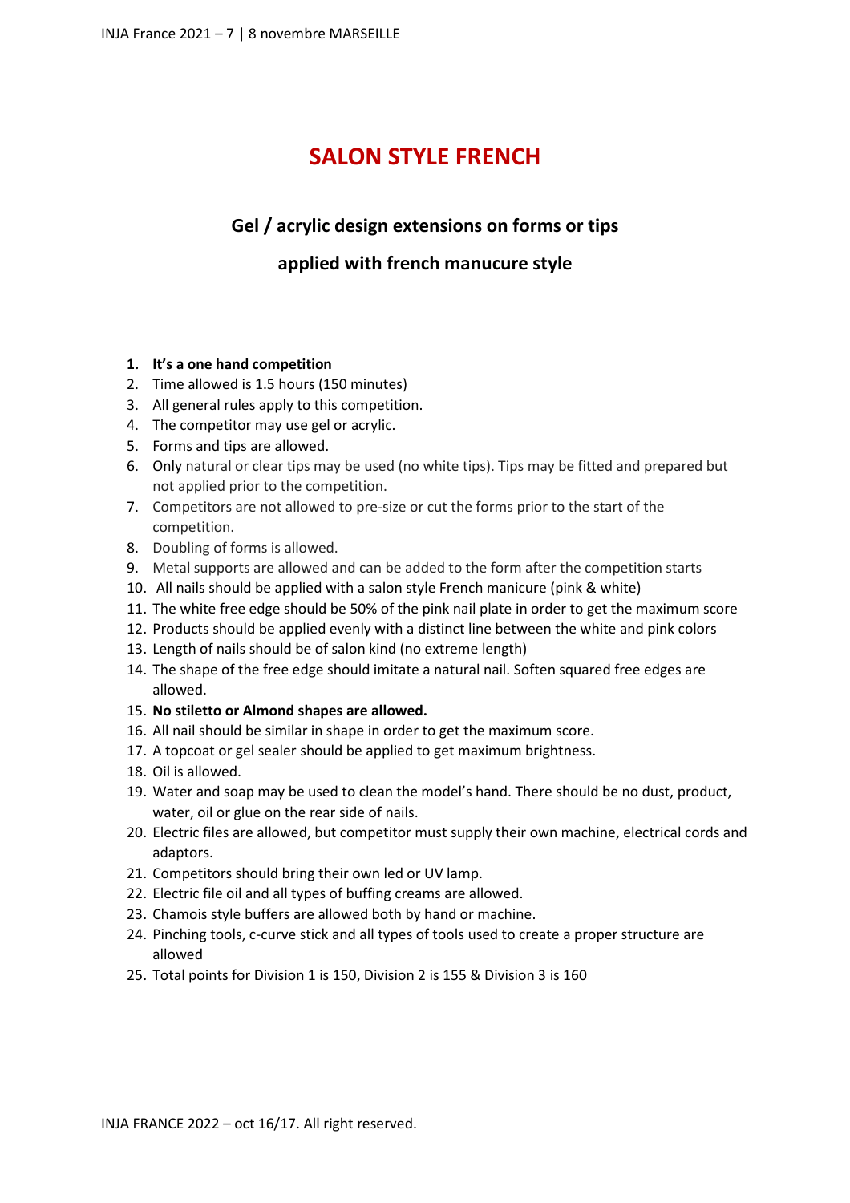# SALON STYLE FRENCH

## Gel / acrylic design extensions on forms or tips

## applied with french manucure style

1. **It's a one hand competition**
2. Time allowed is 1.5 hours (150 minutes)
3. All general rules apply to this competition.
4. The competitor may use gel or acrylic.
5. Forms and tips are allowed.
6. Only natural or clear tips may be used (no white tips). Tips may be fitted and prepared but not applied prior to the competition.
7. Competitors are not allowed to pre-size or cut the forms prior to the start of the competition.
8. Doubling of forms is allowed.
9. Metal supports are allowed and can be added to the form after the competition starts
10. All nails should be applied with a salon style French manicure (pink & white)
11. The white free edge should be 50% of the pink nail plate in order to get the maximum score
12. Products should be applied evenly with a distinct line between the white and pink colors
13. Length of nails should be of salon kind (no extreme length)
14. The shape of the free edge should imitate a natural nail. Soften squared free edges are allowed.
15. **No stiletto or Almond shapes are allowed.**
16. All nail should be similar in shape in order to get the maximum score.
17. A topcoat or gel sealer should be applied to get maximum brightness.
18. Oil is allowed.
19. Water and soap may be used to clean the model's hand. There should be no dust, product, water, oil or glue on the rear side of nails.
20. Electric files are allowed, but competitor must supply their own machine, electrical cords and adaptors.
21. Competitors should bring their own led or UV lamp.
22. Electric file oil and all types of buffing creams are allowed.
23. Chamois style buffers are allowed both by hand or machine.
24. Pinching tools, c-curve stick and all types of tools used to create a proper structure are allowed
25. Total points for Division 1 is 150, Division 2 is 155 & Division 3 is 160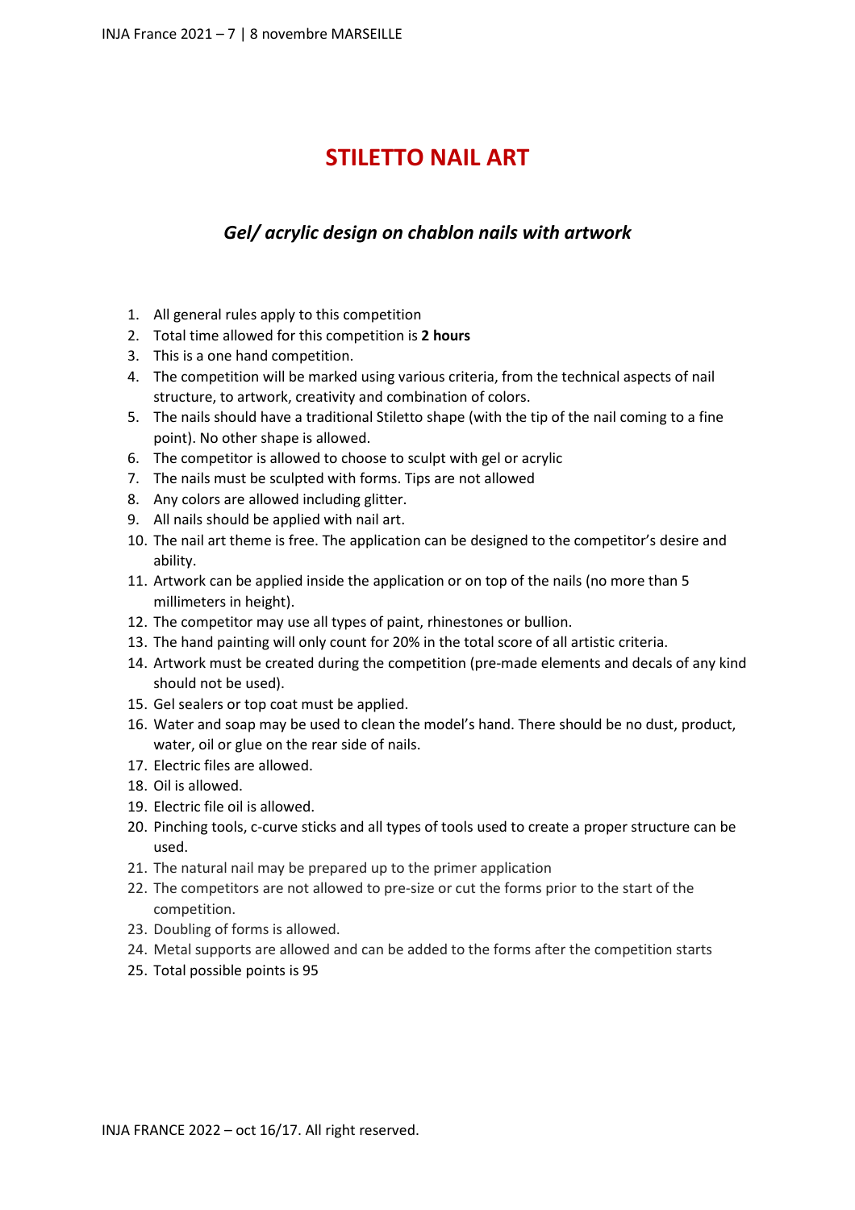# STILETTO NAIL ART

### *Gel/ acrylic design on chablon nails with artwork*

1. All general rules apply to this competition
2. Total time allowed for this competition is **2 hours**
3. This is a one hand competition.
4. The competition will be marked using various criteria, from the technical aspects of nail structure, to artwork, creativity and combination of colors.
5. The nails should have a traditional Stiletto shape (with the tip of the nail coming to a fine point). No other shape is allowed.
6. The competitor is allowed to choose to sculpt with gel or acrylic
7. The nails must be sculpted with forms. Tips are not allowed
8. Any colors are allowed including glitter.
9. All nails should be applied with nail art.
10. The nail art theme is free. The application can be designed to the competitor's desire and ability.
11. Artwork can be applied inside the application or on top of the nails (no more than 5 millimeters in height).
12. The competitor may use all types of paint, rhinestones or bullion.
13. The hand painting will only count for 20% in the total score of all artistic criteria.
14. Artwork must be created during the competition (pre-made elements and decals of any kind should not be used).
15. Gel sealers or top coat must be applied.
16. Water and soap may be used to clean the model's hand. There should be no dust, product, water, oil or glue on the rear side of nails.
17. Electric files are allowed.
18. Oil is allowed.
19. Electric file oil is allowed.
20. Pinching tools, c-curve sticks and all types of tools used to create a proper structure can be used.
21. The natural nail may be prepared up to the primer application
22. The competitors are not allowed to pre-size or cut the forms prior to the start of the competition.
23. Doubling of forms is allowed.
24. Metal supports are allowed and can be added to the forms after the competition starts
25. Total possible points is 95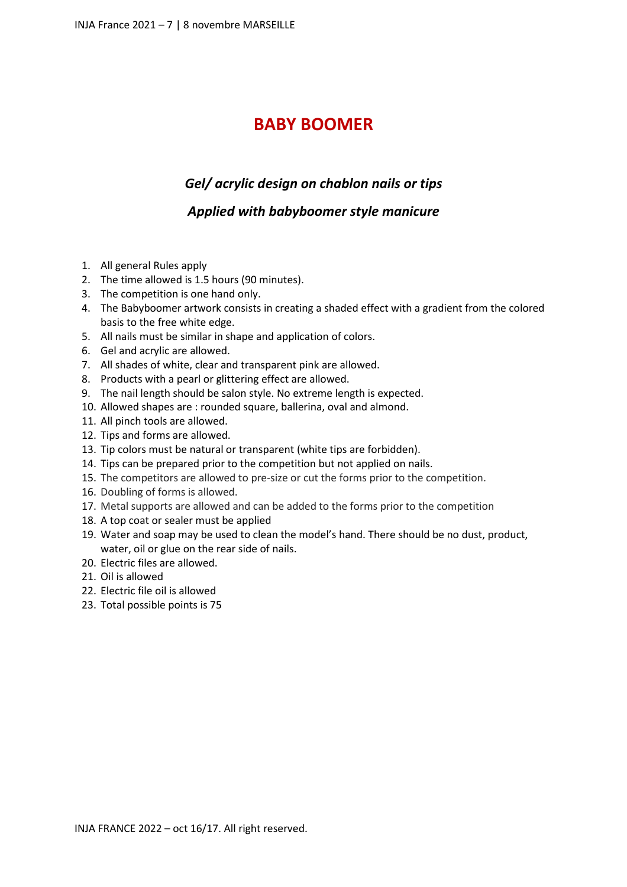# BABY BOOMER

### *Gel/ acrylic design on chablon nails or tips*

### *Applied with babyboomer style manicure*

1. All general Rules apply
2. The time allowed is 1.5 hours (90 minutes).
3. The competition is one hand only.
4. The Babyboomer artwork consists in creating a shaded effect with a gradient from the colored basis to the free white edge.
5. All nails must be similar in shape and application of colors.
6. Gel and acrylic are allowed.
7. All shades of white, clear and transparent pink are allowed.
8. Products with a pearl or glittering effect are allowed.
9. The nail length should be salon style. No extreme length is expected.
10. Allowed shapes are : rounded square, ballerina, oval and almond.
11. All pinch tools are allowed.
12. Tips and forms are allowed.
13. Tip colors must be natural or transparent (white tips are forbidden).
14. Tips can be prepared prior to the competition but not applied on nails.
15. The competitors are allowed to pre-size or cut the forms prior to the competition.
16. Doubling of forms is allowed.
17. Metal supports are allowed and can be added to the forms prior to the competition
18. A top coat or sealer must be applied
19. Water and soap may be used to clean the model's hand. There should be no dust, product, water, oil or glue on the rear side of nails.
20. Electric files are allowed.
21. Oil is allowed
22. Electric file oil is allowed
23. Total possible points is 75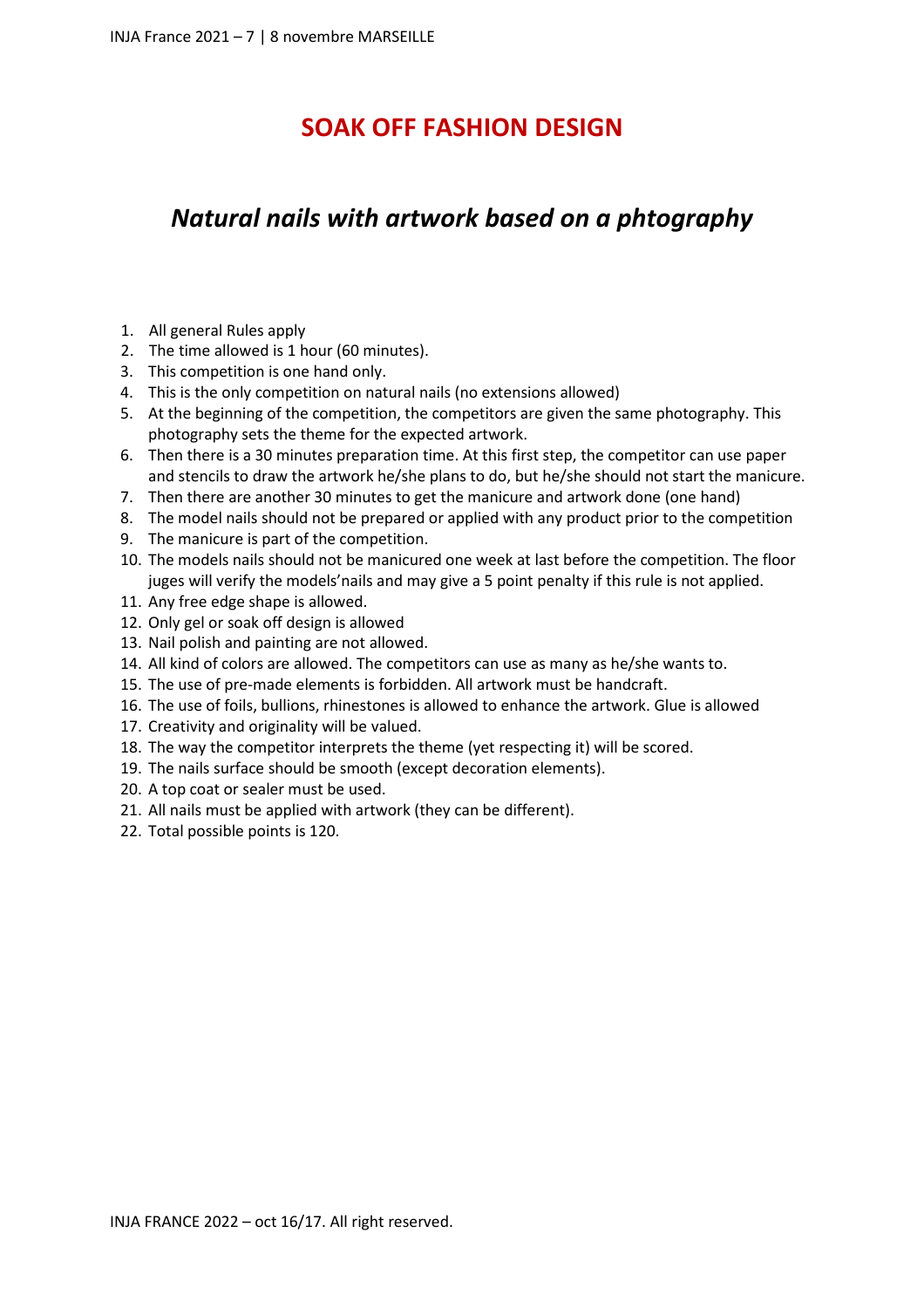# SOAK OFF FASHION DESIGN

## *Natural nails with artwork based on a phtography*

1. All general Rules apply
2. The time allowed is 1 hour (60 minutes).
3. This competition is one hand only.
4. This is the only competition on natural nails (no extensions allowed)
5. At the beginning of the competition, the competitors are given the same photography. This photography sets the theme for the expected artwork.
6. Then there is a 30 minutes preparation time. At this first step, the competitor can use paper and stencils to draw the artwork he/she plans to do, but he/she should not start the manicure.
7. Then there are another 30 minutes to get the manicure and artwork done (one hand)
8. The model nails should not be prepared or applied with any product prior to the competition
9. The manicure is part of the competition.
10. The models nails should not be manicured one week at last before the competition. The floor juges will verify the models'nails and may give a 5 point penalty if this rule is not applied.
11. Any free edge shape is allowed.
12. Only gel or soak off design is allowed
13. Nail polish and painting are not allowed.
14. All kind of colors are allowed. The competitors can use as many as he/she wants to.
15. The use of pre-made elements is forbidden. All artwork must be handcraft.
16. The use of foils, bullions, rhinestones is allowed to enhance the artwork. Glue is allowed
17. Creativity and originality will be valued.
18. The way the competitor interprets the theme (yet respecting it) will be scored.
19. The nails surface should be smooth (except decoration elements).
20. A top coat or sealer must be used.
21. All nails must be applied with artwork (they can be different).
22. Total possible points is 120.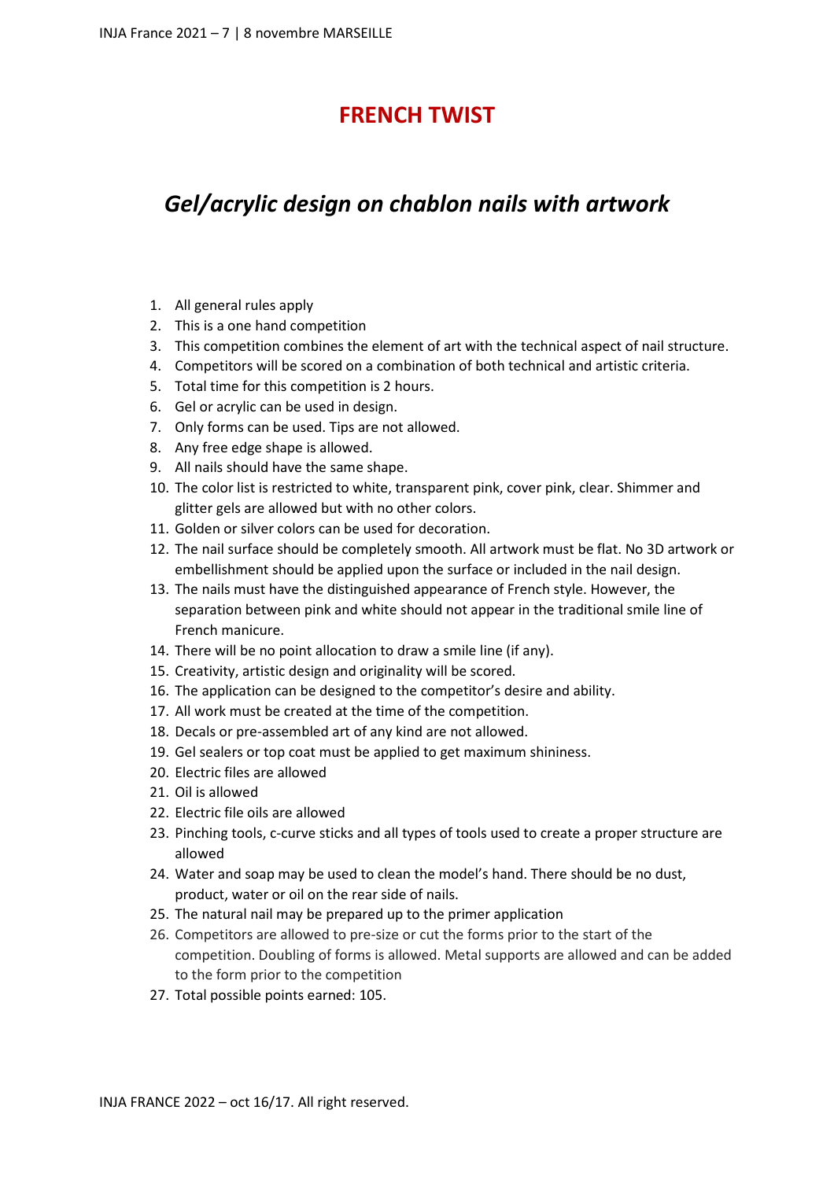# FRENCH TWIST

## *Gel/acrylic design on chablon nails with artwork*

1. All general rules apply
2. This is a one hand competition
3. This competition combines the element of art with the technical aspect of nail structure.
4. Competitors will be scored on a combination of both technical and artistic criteria.
5. Total time for this competition is 2 hours.
6. Gel or acrylic can be used in design.
7. Only forms can be used. Tips are not allowed.
8. Any free edge shape is allowed.
9. All nails should have the same shape.
10. The color list is restricted to white, transparent pink, cover pink, clear. Shimmer and glitter gels are allowed but with no other colors.
11. Golden or silver colors can be used for decoration.
12. The nail surface should be completely smooth. All artwork must be flat. No 3D artwork or embellishment should be applied upon the surface or included in the nail design.
13. The nails must have the distinguished appearance of French style. However, the separation between pink and white should not appear in the traditional smile line of French manicure.
14. There will be no point allocation to draw a smile line (if any).
15. Creativity, artistic design and originality will be scored.
16. The application can be designed to the competitor's desire and ability.
17. All work must be created at the time of the competition.
18. Decals or pre-assembled art of any kind are not allowed.
19. Gel sealers or top coat must be applied to get maximum shininess.
20. Electric files are allowed
21. Oil is allowed
22. Electric file oils are allowed
23. Pinching tools, c-curve sticks and all types of tools used to create a proper structure are allowed
24. Water and soap may be used to clean the model's hand. There should be no dust, product, water or oil on the rear side of nails.
25. The natural nail may be prepared up to the primer application
26. Competitors are allowed to pre-size or cut the forms prior to the start of the competition. Doubling of forms is allowed. Metal supports are allowed and can be added to the form prior to the competition
27. Total possible points earned: 105.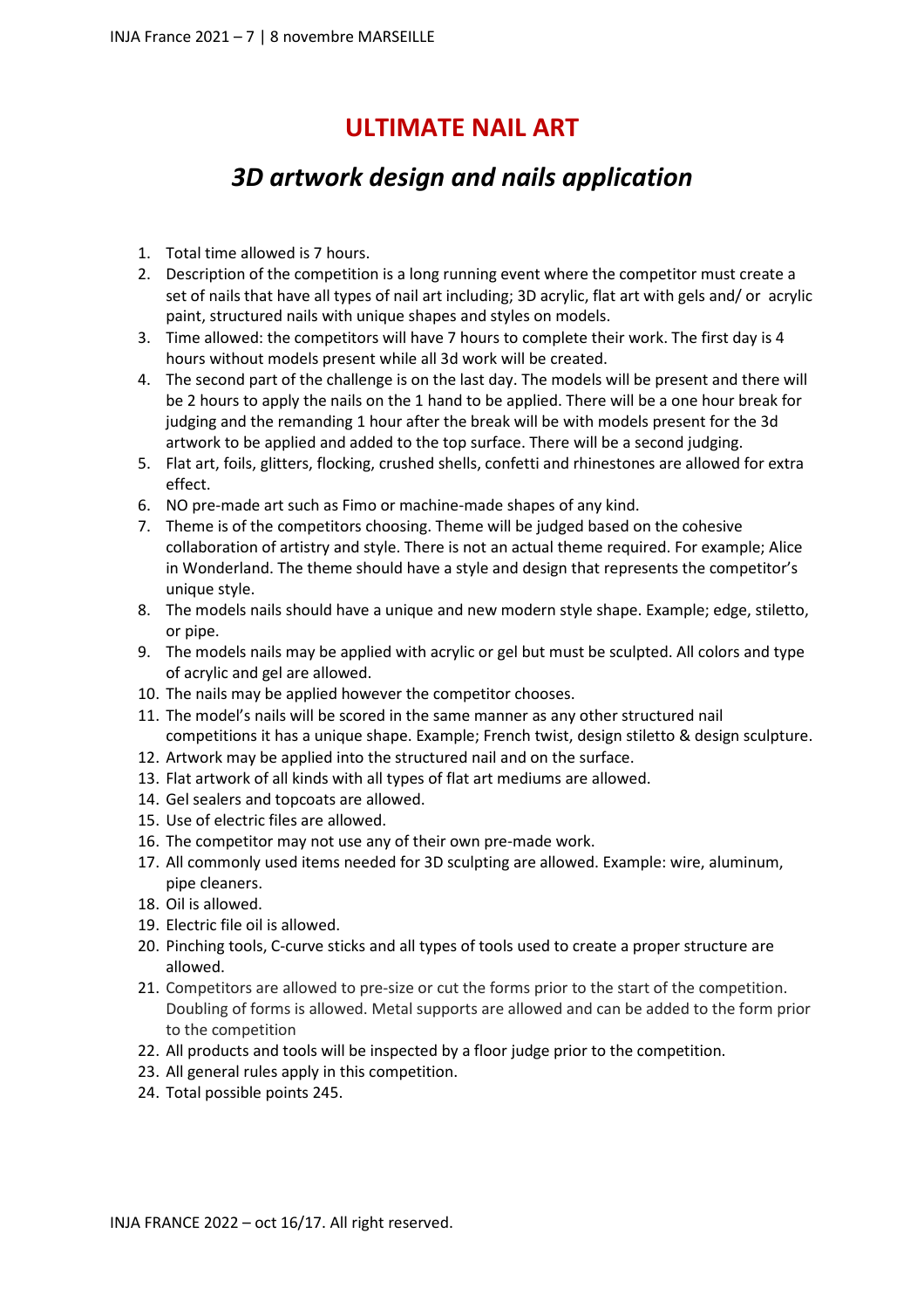# ULTIMATE NAIL ART

## *3D artwork design and nails application*

1. Total time allowed is 7 hours.
2. Description of the competition is a long running event where the competitor must create a set of nails that have all types of nail art including; 3D acrylic, flat art with gels and/ or acrylic paint, structured nails with unique shapes and styles on models.
3. Time allowed: the competitors will have 7 hours to complete their work. The first day is 4 hours without models present while all 3d work will be created.
4. The second part of the challenge is on the last day. The models will be present and there will be 2 hours to apply the nails on the 1 hand to be applied. There will be a one hour break for judging and the remanding 1 hour after the break will be with models present for the 3d artwork to be applied and added to the top surface. There will be a second judging.
5. Flat art, foils, glitters, flocking, crushed shells, confetti and rhinestones are allowed for extra effect.
6. NO pre-made art such as Fimo or machine-made shapes of any kind.
7. Theme is of the competitors choosing. Theme will be judged based on the cohesive collaboration of artistry and style. There is not an actual theme required. For example; Alice in Wonderland. The theme should have a style and design that represents the competitor's unique style.
8. The models nails should have a unique and new modern style shape. Example; edge, stiletto, or pipe.
9. The models nails may be applied with acrylic or gel but must be sculpted. All colors and type of acrylic and gel are allowed.
10. The nails may be applied however the competitor chooses.
11. The model's nails will be scored in the same manner as any other structured nail competitions it has a unique shape. Example; French twist, design stiletto & design sculpture.
12. Artwork may be applied into the structured nail and on the surface.
13. Flat artwork of all kinds with all types of flat art mediums are allowed.
14. Gel sealers and topcoats are allowed.
15. Use of electric files are allowed.
16. The competitor may not use any of their own pre-made work.
17. All commonly used items needed for 3D sculpting are allowed. Example: wire, aluminum, pipe cleaners.
18. Oil is allowed.
19. Electric file oil is allowed.
20. Pinching tools, C-curve sticks and all types of tools used to create a proper structure are allowed.
21. Competitors are allowed to pre-size or cut the forms prior to the start of the competition. Doubling of forms is allowed. Metal supports are allowed and can be added to the form prior to the competition
22. All products and tools will be inspected by a floor judge prior to the competition.
23. All general rules apply in this competition.
24. Total possible points 245.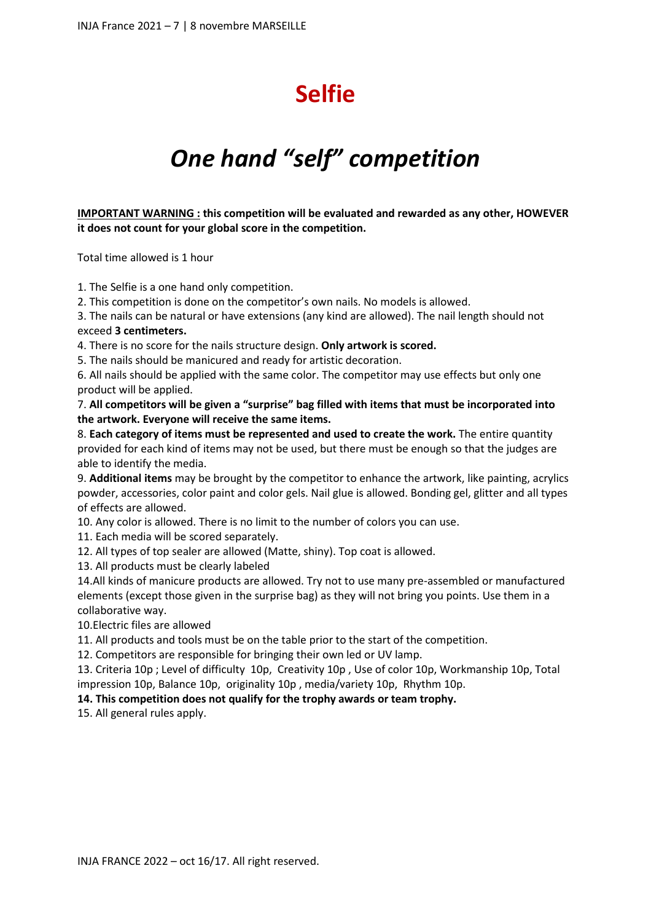# Selfie

## *One hand "self" competition*

**<u>IMPORTANT WARNING :</u> this competition will be evaluated and rewarded as any other, HOWEVER it does not count for your global score in the competition.**

Total time allowed is 1 hour

1. The Selfie is a one hand only competition.
2. This competition is done on the competitor's own nails. No models is allowed.
3. The nails can be natural or have extensions (any kind are allowed). The nail length should not exceed **3 centimeters.**
4. There is no score for the nails structure design. **Only artwork is scored.**
5. The nails should be manicured and ready for artistic decoration.
6. All nails should be applied with the same color. The competitor may use effects but only one product will be applied.
7. **All competitors will be given a "surprise" bag filled with items that must be incorporated into the artwork. Everyone will receive the same items.**
8. **Each category of items must be represented and used to create the work.** The entire quantity provided for each kind of items may not be used, but there must be enough so that the judges are able to identify the media.
9. **Additional items** may be brought by the competitor to enhance the artwork, like painting, acrylics powder, accessories, color paint and color gels. Nail glue is allowed. Bonding gel, glitter and all types of effects are allowed.
10. Any color is allowed. There is no limit to the number of colors you can use.
11. Each media will be scored separately.
12. All types of top sealer are allowed (Matte, shiny). Top coat is allowed.
13. All products must be clearly labeled
14. All kinds of manicure products are allowed. Try not to use many pre-assembled or manufactured elements (except those given in the surprise bag) as they will not bring you points. Use them in a collaborative way.
10. Electric files are allowed
11. All products and tools must be on the table prior to the start of the competition.
12. Competitors are responsible for bringing their own led or UV lamp.
13. Criteria 10p ; Level of difficulty 10p, Creativity 10p , Use of color 10p, Workmanship 10p, Total impression 10p, Balance 10p, originality 10p , media/variety 10p, Rhythm 10p.
14. **This competition does not qualify for the trophy awards or team trophy.**
15. All general rules apply.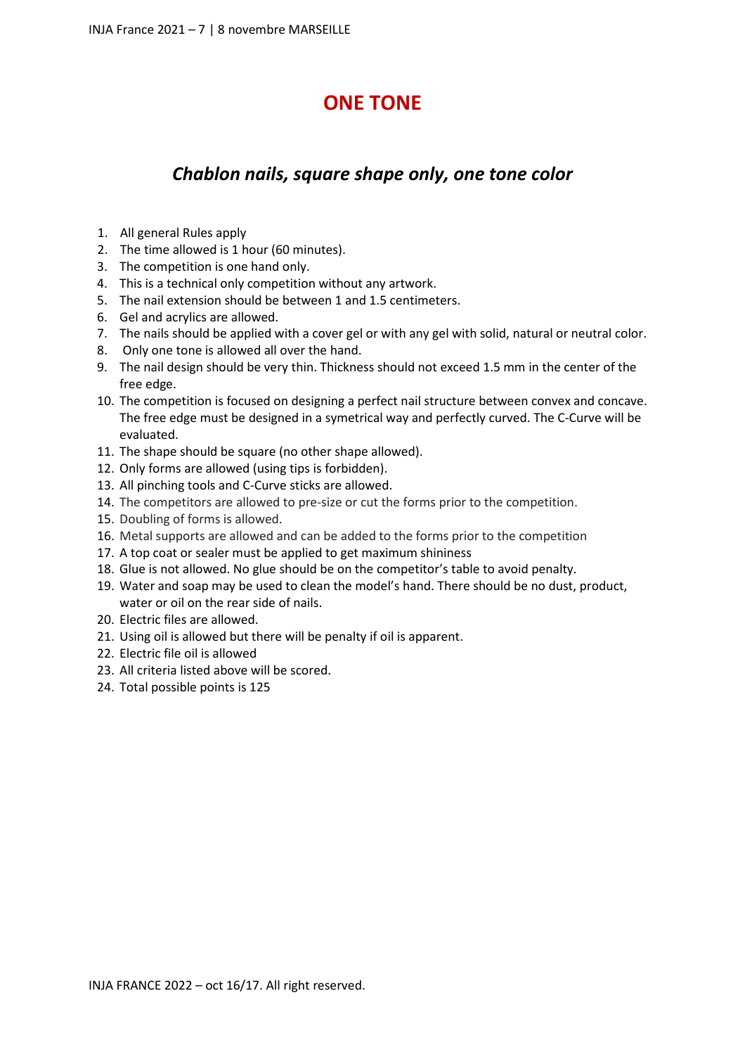# ONE TONE

## *Chablon nails, square shape only, one tone color*

1. All general Rules apply
2. The time allowed is 1 hour (60 minutes).
3. The competition is one hand only.
4. This is a technical only competition without any artwork.
5. The nail extension should be between 1 and 1.5 centimeters.
6. Gel and acrylics are allowed.
7. The nails should be applied with a cover gel or with any gel with solid, natural or neutral color.
8. Only one tone is allowed all over the hand.
9. The nail design should be very thin. Thickness should not exceed 1.5 mm in the center of the free edge.
10. The competition is focused on designing a perfect nail structure between convex and concave. The free edge must be designed in a symetrical way and perfectly curved. The C-Curve will be evaluated.
11. The shape should be square (no other shape allowed).
12. Only forms are allowed (using tips is forbidden).
13. All pinching tools and C-Curve sticks are allowed.
14. The competitors are allowed to pre-size or cut the forms prior to the competition.
15. Doubling of forms is allowed.
16. Metal supports are allowed and can be added to the forms prior to the competition
17. A top coat or sealer must be applied to get maximum shininess
18. Glue is not allowed. No glue should be on the competitor's table to avoid penalty.
19. Water and soap may be used to clean the model's hand. There should be no dust, product, water or oil on the rear side of nails.
20. Electric files are allowed.
21. Using oil is allowed but there will be penalty if oil is apparent.
22. Electric file oil is allowed
23. All criteria listed above will be scored.
24. Total possible points is 125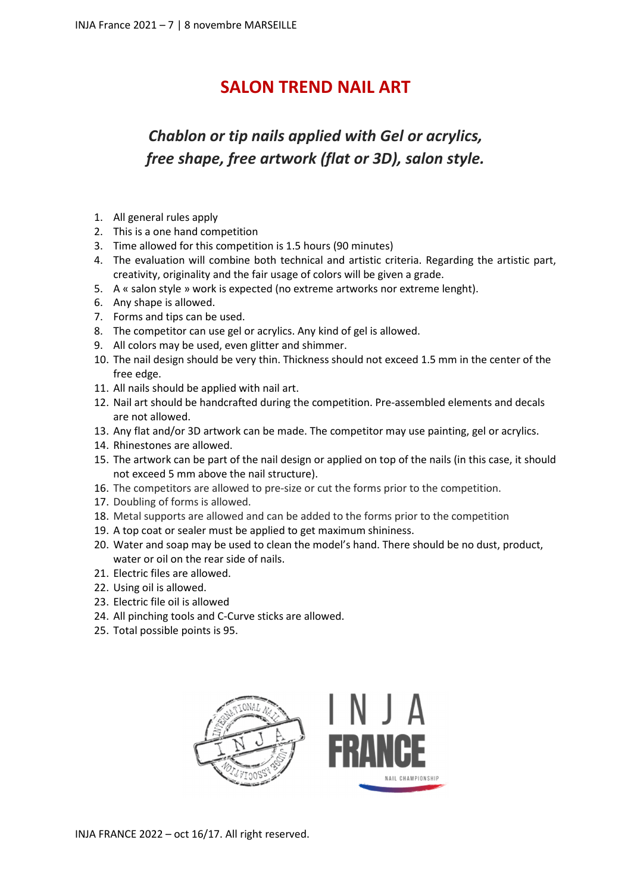# SALON TREND NAIL ART

## *Chablon or tip nails applied with Gel or acrylics, free shape, free artwork (flat or 3D), salon style.*

1. All general rules apply
2. This is a one hand competition
3. Time allowed for this competition is 1.5 hours (90 minutes)
4. The evaluation will combine both technical and artistic criteria. Regarding the artistic part, creativity, originality and the fair usage of colors will be given a grade.
5. A « salon style » work is expected (no extreme artworks nor extreme lenght).
6. Any shape is allowed.
7. Forms and tips can be used.
8. The competitor can use gel or acrylics. Any kind of gel is allowed.
9. All colors may be used, even glitter and shimmer.
10. The nail design should be very thin. Thickness should not exceed 1.5 mm in the center of the free edge.
11. All nails should be applied with nail art.
12. Nail art should be handcrafted during the competition. Pre-assembled elements and decals are not allowed.
13. Any flat and/or 3D artwork can be made. The competitor may use painting, gel or acrylics.
14. Rhinestones are allowed.
15. The artwork can be part of the nail design or applied on top of the nails (in this case, it should not exceed 5 mm above the nail structure).
16. The competitors are allowed to pre-size or cut the forms prior to the competition.
17. Doubling of forms is allowed.
18. Metal supports are allowed and can be added to the forms prior to the competition
19. A top coat or sealer must be applied to get maximum shininess.
20. Water and soap may be used to clean the model's hand. There should be no dust, product, water or oil on the rear side of nails.
21. Electric files are allowed.
22. Using oil is allowed.
23. Electric file oil is allowed
24. All pinching tools and C-Curve sticks are allowed.
25. Total possible points is 95.